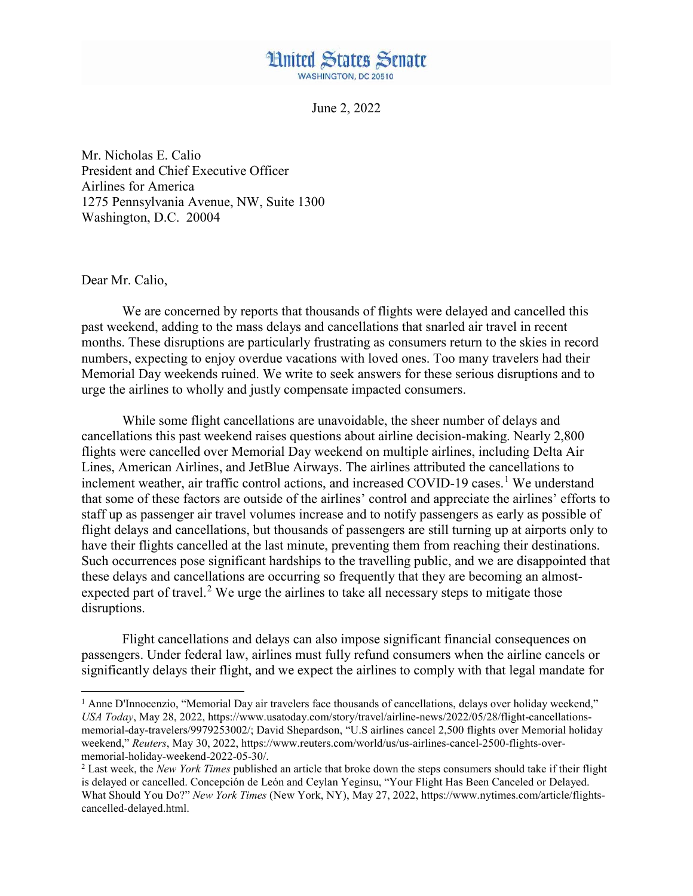# United States Senate

WASHINGTON, DC 20510

June 2, 2022

Mr. Nicholas E. Calio  
President and Chief Executive Officer  
Airlines for America  
1275 Pennsylvania Avenue, NW, Suite 1300  
Washington, D.C. 20004

Dear Mr. Calio,

We are concerned by reports that thousands of flights were delayed and cancelled this past weekend, adding to the mass delays and cancellations that snarled air travel in recent months. These disruptions are particularly frustrating as consumers return to the skies in record numbers, expecting to enjoy overdue vacations with loved ones. Too many travelers had their Memorial Day weekends ruined. We write to seek answers for these serious disruptions and to urge the airlines to wholly and justly compensate impacted consumers.

While some flight cancellations are unavoidable, the sheer number of delays and cancellations this past weekend raises questions about airline decision-making. Nearly 2,800 flights were cancelled over Memorial Day weekend on multiple airlines, including Delta Air Lines, American Airlines, and JetBlue Airways. The airlines attributed the cancellations to inclement weather, air traffic control actions, and increased COVID-19 cases.[1] We understand that some of these factors are outside of the airlines' control and appreciate the airlines' efforts to staff up as passenger air travel volumes increase and to notify passengers as early as possible of flight delays and cancellations, but thousands of passengers are still turning up at airports only to have their flights cancelled at the last minute, preventing them from reaching their destinations. Such occurrences pose significant hardships to the travelling public, and we are disappointed that these delays and cancellations are occurring so frequently that they are becoming an almost-expected part of travel.[2] We urge the airlines to take all necessary steps to mitigate those disruptions.

Flight cancellations and delays can also impose significant financial consequences on passengers. Under federal law, airlines must fully refund consumers when the airline cancels or significantly delays their flight, and we expect the airlines to comply with that legal mandate for

---

[1] Anne D'Innocenzio, "Memorial Day air travelers face thousands of cancellations, delays over holiday weekend," *USA Today*, May 28, 2022, https://www.usatoday.com/story/travel/airline-news/2022/05/28/flight-cancellations-memorial-day-travelers/9979253002/; David Shepardson, "U.S airlines cancel 2,500 flights over Memorial holiday weekend," *Reuters*, May 30, 2022, https://www.reuters.com/world/us/us-airlines-cancel-2500-flights-over-memorial-holiday-weekend-2022-05-30/.

[2] Last week, the *New York Times* published an article that broke down the steps consumers should take if their flight is delayed or cancelled. Concepción de León and Ceylan Yeginsu, "Your Flight Has Been Canceled or Delayed. What Should You Do?" *New York Times* (New York, NY), May 27, 2022, https://www.nytimes.com/article/flights-cancelled-delayed.html.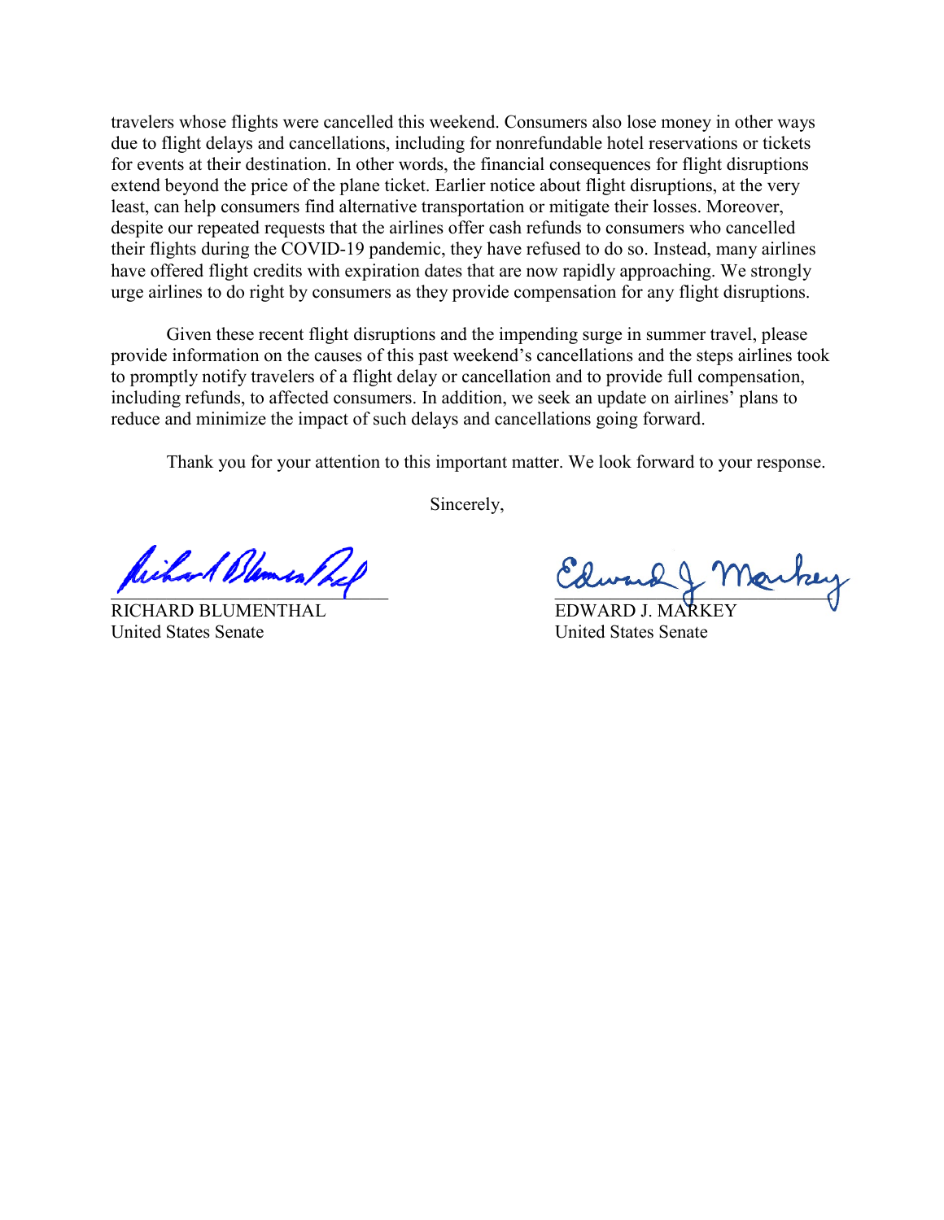travelers whose flights were cancelled this weekend. Consumers also lose money in other ways due to flight delays and cancellations, including for nonrefundable hotel reservations or tickets for events at their destination. In other words, the financial consequences for flight disruptions extend beyond the price of the plane ticket. Earlier notice about flight disruptions, at the very least, can help consumers find alternative transportation or mitigate their losses. Moreover, despite our repeated requests that the airlines offer cash refunds to consumers who cancelled their flights during the COVID-19 pandemic, they have refused to do so. Instead, many airlines have offered flight credits with expiration dates that are now rapidly approaching. We strongly urge airlines to do right by consumers as they provide compensation for any flight disruptions.

Given these recent flight disruptions and the impending surge in summer travel, please provide information on the causes of this past weekend's cancellations and the steps airlines took to promptly notify travelers of a flight delay or cancellation and to provide full compensation, including refunds, to affected consumers. In addition, we seek an update on airlines' plans to reduce and minimize the impact of such delays and cancellations going forward.

Thank you for your attention to this important matter. We look forward to your response.

Sincerely,

RICHARD BLUMENTHAL
United States Senate

EDWARD J. MARKEY
United States Senate